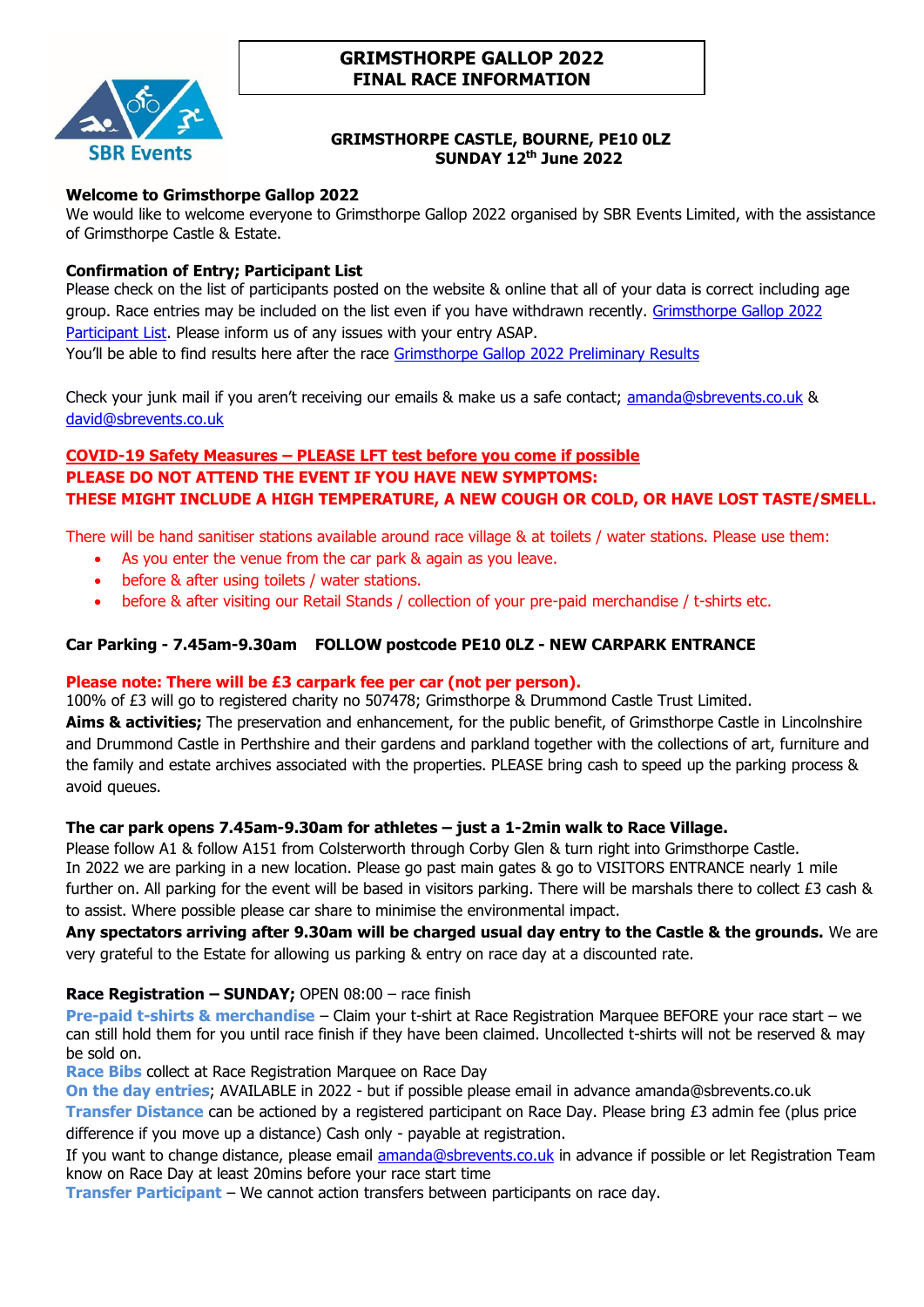SBR Events

# GRIMSTHORPE GALLOP 2022
# FINAL RACE INFORMATION

**GRIMSTHORPE CASTLE, BOURNE, PE10 0LZ**
**SUNDAY 12th June 2022**

**Welcome to Grimsthorpe Gallop 2022**
We would like to welcome everyone to Grimsthorpe Gallop 2022 organised by SBR Events Limited, with the assistance of Grimsthorpe Castle & Estate.

**Confirmation of Entry; Participant List**
Please check on the list of participants posted on the website & online that all of your data is correct including age group. Race entries may be included on the list even if you have withdrawn recently. Grimsthorpe Gallop 2022 Participant List. Please inform us of any issues with your entry ASAP.
You'll be able to find results here after the race Grimsthorpe Gallop 2022 Preliminary Results

Check your junk mail if you aren't receiving our emails & make us a safe contact; amanda@sbrevents.co.uk & david@sbrevents.co.uk

**COVID-19 Safety Measures – PLEASE LFT test before you come if possible**
**PLEASE DO NOT ATTEND THE EVENT IF YOU HAVE NEW SYMPTOMS:**
**THESE MIGHT INCLUDE A HIGH TEMPERATURE, A NEW COUGH OR COLD, OR HAVE LOST TASTE/SMELL.**

There will be hand sanitiser stations available around race village & at toilets / water stations. Please use them:

- As you enter the venue from the car park & again as you leave.
- before & after using toilets / water stations.
- before & after visiting our Retail Stands / collection of your pre-paid merchandise / t-shirts etc.

**Car Parking - 7.45am-9.30am FOLLOW postcode PE10 0LZ - NEW CARPARK ENTRANCE**

**Please note: There will be £3 carpark fee per car (not per person).**
100% of £3 will go to registered charity no 507478; Grimsthorpe & Drummond Castle Trust Limited.
**Aims & activities;** The preservation and enhancement, for the public benefit, of Grimsthorpe Castle in Lincolnshire and Drummond Castle in Perthshire and their gardens and parkland together with the collections of art, furniture and the family and estate archives associated with the properties. PLEASE bring cash to speed up the parking process & avoid queues.

**The car park opens 7.45am-9.30am for athletes – just a 1-2min walk to Race Village.**
Please follow A1 & follow A151 from Colsterworth through Corby Glen & turn right into Grimsthorpe Castle.
In 2022 we are parking in a new location. Please go past main gates & go to VISITORS ENTRANCE nearly 1 mile further on. All parking for the event will be based in visitors parking. There will be marshals there to collect £3 cash & to assist. Where possible please car share to minimise the environmental impact.
**Any spectators arriving after 9.30am will be charged usual day entry to the Castle & the grounds.** We are very grateful to the Estate for allowing us parking & entry on race day at a discounted rate.

**Race Registration – SUNDAY;** OPEN 08:00 – race finish
**Pre-paid t-shirts & merchandise** – Claim your t-shirt at Race Registration Marquee BEFORE your race start – we can still hold them for you until race finish if they have been claimed. Uncollected t-shirts will not be reserved & may be sold on.
**Race Bibs** collect at Race Registration Marquee on Race Day
**On the day entries**; AVAILABLE in 2022 - but if possible please email in advance amanda@sbrevents.co.uk
**Transfer Distance** can be actioned by a registered participant on Race Day. Please bring £3 admin fee (plus price difference if you move up a distance) Cash only - payable at registration.
If you want to change distance, please email amanda@sbrevents.co.uk in advance if possible or let Registration Team know on Race Day at least 20mins before your race start time
**Transfer Participant** – We cannot action transfers between participants on race day.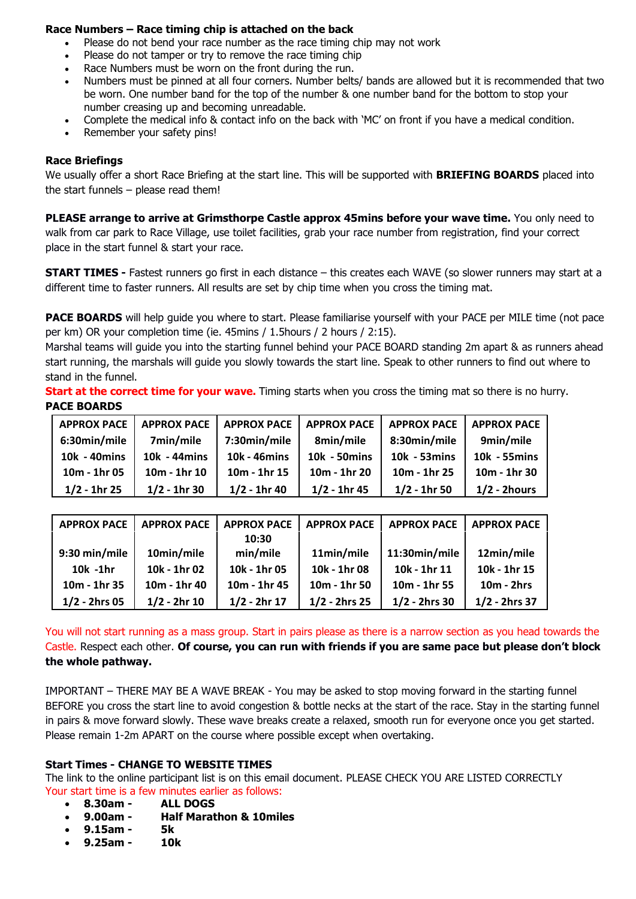**Race Numbers – Race timing chip is attached on the back**

- Please do not bend your race number as the race timing chip may not work
- Please do not tamper or try to remove the race timing chip
- Race Numbers must be worn on the front during the run.
- Numbers must be pinned at all four corners. Number belts/ bands are allowed but it is recommended that two be worn. One number band for the top of the number & one number band for the bottom to stop your number creasing up and becoming unreadable.
- Complete the medical info & contact info on the back with 'MC' on front if you have a medical condition.
- Remember your safety pins!

**Race Briefings**

We usually offer a short Race Briefing at the start line. This will be supported with **BRIEFING BOARDS** placed into the start funnels – please read them!

**PLEASE arrange to arrive at Grimsthorpe Castle approx 45mins before your wave time.** You only need to walk from car park to Race Village, use toilet facilities, grab your race number from registration, find your correct place in the start funnel & start your race.

**START TIMES -** Fastest runners go first in each distance – this creates each WAVE (so slower runners may start at a different time to faster runners. All results are set by chip time when you cross the timing mat.

**PACE BOARDS** will help guide you where to start. Please familiarise yourself with your PACE per MILE time (not pace per km) OR your completion time (ie. 45mins / 1.5hours / 2 hours / 2:15).
Marshal teams will guide you into the starting funnel behind your PACE BOARD standing 2m apart & as runners ahead start running, the marshals will guide you slowly towards the start line. Speak to other runners to find out where to stand in the funnel.

**Start at the correct time for your wave.** Timing starts when you cross the timing mat so there is no hurry.

**PACE BOARDS**

| APPROX PACE | APPROX PACE | APPROX PACE | APPROX PACE | APPROX PACE | APPROX PACE |
|---|---|---|---|---|---|
| 6:30min/mile | 7min/mile | 7:30min/mile | 8min/mile | 8:30min/mile | 9min/mile |
| 10k - 40mins | 10k - 44mins | 10k - 46mins | 10k - 50mins | 10k - 53mins | 10k - 55mins |
| 10m - 1hr 05 | 10m - 1hr 10 | 10m - 1hr 15 | 10m - 1hr 20 | 10m - 1hr 25 | 10m - 1hr 30 |
| 1/2 - 1hr 25 | 1/2 - 1hr 30 | 1/2 - 1hr 40 | 1/2 - 1hr 45 | 1/2 - 1hr 50 | 1/2 - 2hours |

| APPROX PACE | APPROX PACE | APPROX PACE | APPROX PACE | APPROX PACE | APPROX PACE |
|---|---|---|---|---|---|
| 9:30 min/mile | 10min/mile | 10:30 min/mile | 11min/mile | 11:30min/mile | 12min/mile |
| 10k -1hr | 10k - 1hr 02 | 10k - 1hr 05 | 10k - 1hr 08 | 10k - 1hr 11 | 10k - 1hr 15 |
| 10m - 1hr 35 | 10m - 1hr 40 | 10m - 1hr 45 | 10m - 1hr 50 | 10m - 1hr 55 | 10m - 2hrs |
| 1/2 - 2hrs 05 | 1/2 - 2hr 10 | 1/2 - 2hr 17 | 1/2 - 2hrs 25 | 1/2 - 2hrs 30 | 1/2 - 2hrs 37 |

You will not start running as a mass group. Start in pairs please as there is a narrow section as you head towards the Castle. Respect each other. **Of course, you can run with friends if you are same pace but please don't block the whole pathway.**

IMPORTANT – THERE MAY BE A WAVE BREAK - You may be asked to stop moving forward in the starting funnel BEFORE you cross the start line to avoid congestion & bottle necks at the start of the race. Stay in the starting funnel in pairs & move forward slowly. These wave breaks create a relaxed, smooth run for everyone once you get started. Please remain 1-2m APART on the course where possible except when overtaking.

**Start Times - CHANGE TO WEBSITE TIMES**

The link to the online participant list is on this email document. PLEASE CHECK YOU ARE LISTED CORRECTLY
Your start time is a few minutes earlier as follows:

- **8.30am - ALL DOGS**
- **9.00am - Half Marathon & 10miles**
- **9.15am - 5k**
- **9.25am - 10k**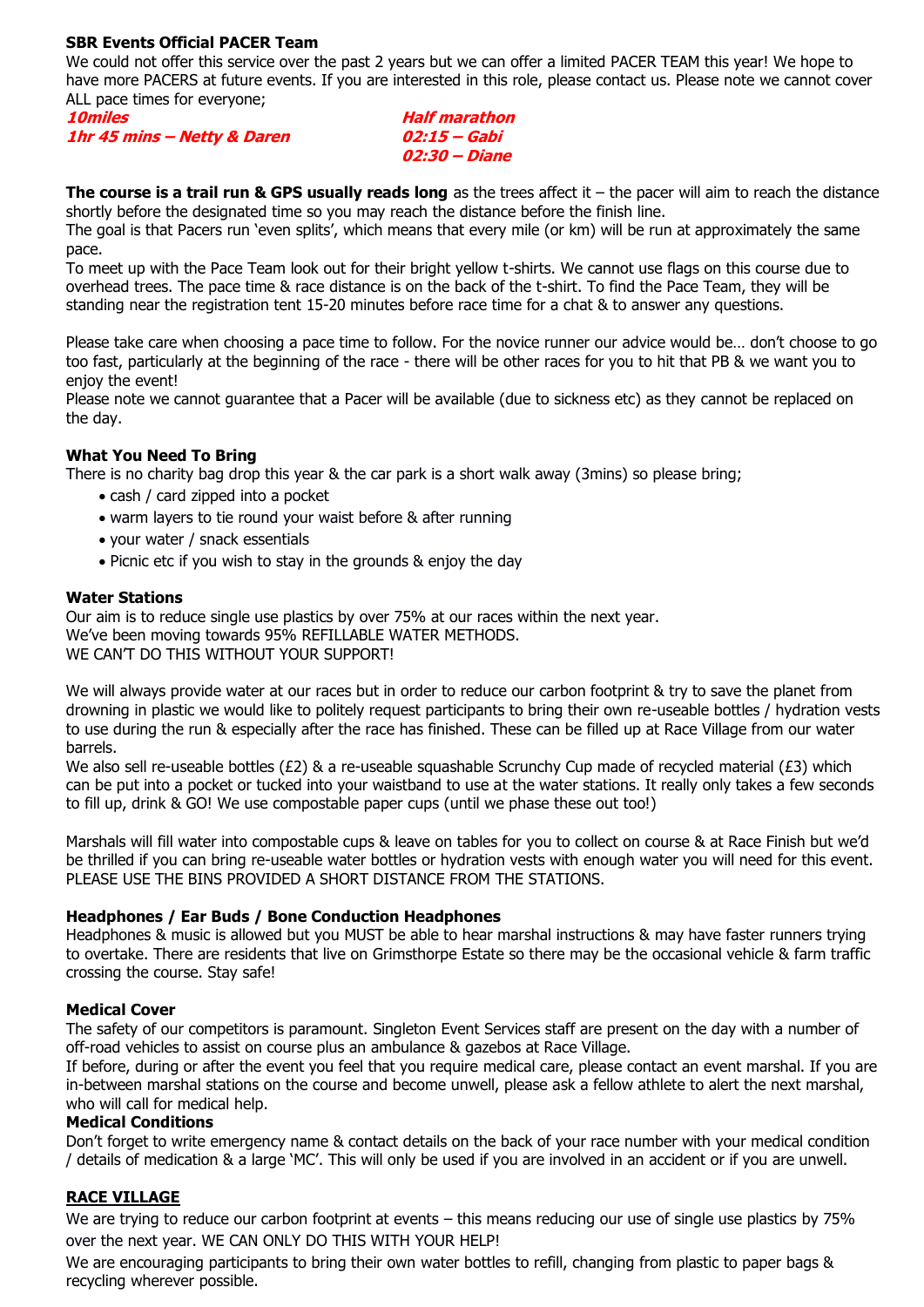**SBR Events Official PACER Team**

We could not offer this service over the past 2 years but we can offer a limited PACER TEAM this year! We hope to have more PACERS at future events. If you are interested in this role, please contact us. Please note we cannot cover ALL pace times for everyone;

***10miles***
***1hr 45 mins – Netty & Daren***

***Half marathon***
***02:15 – Gabi***
***02:30 – Diane***

**The course is a trail run & GPS usually reads long** as the trees affect it – the pacer will aim to reach the distance shortly before the designated time so you may reach the distance before the finish line.

The goal is that Pacers run 'even splits', which means that every mile (or km) will be run at approximately the same pace.

To meet up with the Pace Team look out for their bright yellow t-shirts. We cannot use flags on this course due to overhead trees. The pace time & race distance is on the back of the t-shirt. To find the Pace Team, they will be standing near the registration tent 15-20 minutes before race time for a chat & to answer any questions.

Please take care when choosing a pace time to follow. For the novice runner our advice would be… don't choose to go too fast, particularly at the beginning of the race - there will be other races for you to hit that PB & we want you to enjoy the event!

Please note we cannot guarantee that a Pacer will be available (due to sickness etc) as they cannot be replaced on the day.

**What You Need To Bring**

There is no charity bag drop this year & the car park is a short walk away (3mins) so please bring;

- cash / card zipped into a pocket
- warm layers to tie round your waist before & after running
- your water / snack essentials
- Picnic etc if you wish to stay in the grounds & enjoy the day

**Water Stations**

Our aim is to reduce single use plastics by over 75% at our races within the next year.
We've been moving towards 95% REFILLABLE WATER METHODS.
WE CAN'T DO THIS WITHOUT YOUR SUPPORT!

We will always provide water at our races but in order to reduce our carbon footprint & try to save the planet from drowning in plastic we would like to politely request participants to bring their own re-useable bottles / hydration vests to use during the run & especially after the race has finished. These can be filled up at Race Village from our water barrels.

We also sell re-useable bottles (£2) & a re-useable squashable Scrunchy Cup made of recycled material (£3) which can be put into a pocket or tucked into your waistband to use at the water stations. It really only takes a few seconds to fill up, drink & GO! We use compostable paper cups (until we phase these out too!)

Marshals will fill water into compostable cups & leave on tables for you to collect on course & at Race Finish but we'd be thrilled if you can bring re-useable water bottles or hydration vests with enough water you will need for this event. PLEASE USE THE BINS PROVIDED A SHORT DISTANCE FROM THE STATIONS.

**Headphones / Ear Buds / Bone Conduction Headphones**

Headphones & music is allowed but you MUST be able to hear marshal instructions & may have faster runners trying to overtake. There are residents that live on Grimsthorpe Estate so there may be the occasional vehicle & farm traffic crossing the course. Stay safe!

**Medical Cover**

The safety of our competitors is paramount. Singleton Event Services staff are present on the day with a number of off-road vehicles to assist on course plus an ambulance & gazebos at Race Village.

If before, during or after the event you feel that you require medical care, please contact an event marshal. If you are in-between marshal stations on the course and become unwell, please ask a fellow athlete to alert the next marshal, who will call for medical help.

**Medical Conditions**

Don't forget to write emergency name & contact details on the back of your race number with your medical condition / details of medication & a large 'MC'. This will only be used if you are involved in an accident or if you are unwell.

**RACE VILLAGE**

We are trying to reduce our carbon footprint at events – this means reducing our use of single use plastics by 75% over the next year. WE CAN ONLY DO THIS WITH YOUR HELP!

We are encouraging participants to bring their own water bottles to refill, changing from plastic to paper bags & recycling wherever possible.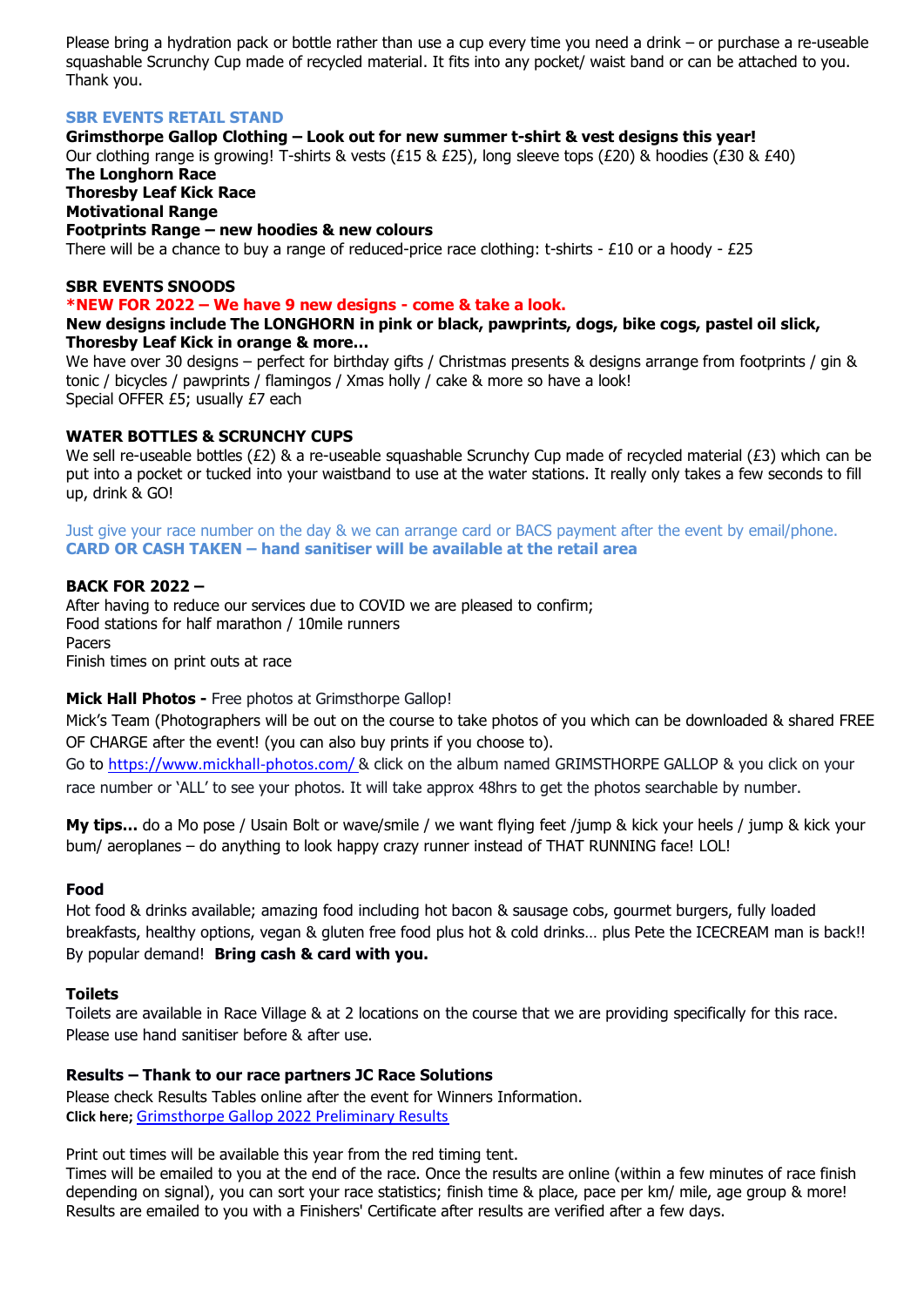Please bring a hydration pack or bottle rather than use a cup every time you need a drink – or purchase a re-useable squashable Scrunchy Cup made of recycled material. It fits into any pocket/ waist band or can be attached to you. Thank you.

### SBR EVENTS RETAIL STAND

**Grimsthorpe Gallop Clothing – Look out for new summer t-shirt & vest designs this year!**
Our clothing range is growing! T-shirts & vests (£15 & £25), long sleeve tops (£20) & hoodies (£30 & £40)
**The Longhorn Race**
**Thoresby Leaf Kick Race**
**Motivational Range**
**Footprints Range – new hoodies & new colours**
There will be a chance to buy a range of reduced-price race clothing: t-shirts - £10 or a hoody - £25

### SBR EVENTS SNOODS

***NEW FOR 2022 – We have 9 new designs - come & take a look.**
**New designs include The LONGHORN in pink or black, pawprints, dogs, bike cogs, pastel oil slick, Thoresby Leaf Kick in orange & more…**
We have over 30 designs – perfect for birthday gifts / Christmas presents & designs arrange from footprints / gin & tonic / bicycles / pawprints / flamingos / Xmas holly / cake & more so have a look!
Special OFFER £5; usually £7 each

### WATER BOTTLES & SCRUNCHY CUPS

We sell re-useable bottles (£2) & a re-useable squashable Scrunchy Cup made of recycled material (£3) which can be put into a pocket or tucked into your waistband to use at the water stations. It really only takes a few seconds to fill up, drink & GO!

Just give your race number on the day & we can arrange card or BACS payment after the event by email/phone.
**CARD OR CASH TAKEN – hand sanitiser will be available at the retail area**

### BACK FOR 2022 –

After having to reduce our services due to COVID we are pleased to confirm;
Food stations for half marathon / 10mile runners
Pacers
Finish times on print outs at race

**Mick Hall Photos -** Free photos at Grimsthorpe Gallop!
Mick's Team (Photographers will be out on the course to take photos of you which can be downloaded & shared FREE OF CHARGE after the event! (you can also buy prints if you choose to).
Go to https://www.mickhall-photos.com/ & click on the album named GRIMSTHORPE GALLOP & you click on your race number or 'ALL' to see your photos. It will take approx 48hrs to get the photos searchable by number.

**My tips…** do a Mo pose / Usain Bolt or wave/smile / we want flying feet /jump & kick your heels / jump & kick your bum/ aeroplanes – do anything to look happy crazy runner instead of THAT RUNNING face! LOL!

### Food

Hot food & drinks available; amazing food including hot bacon & sausage cobs, gourmet burgers, fully loaded breakfasts, healthy options, vegan & gluten free food plus hot & cold drinks… plus Pete the ICECREAM man is back!! By popular demand! **Bring cash & card with you.**

### Toilets

Toilets are available in Race Village & at 2 locations on the course that we are providing specifically for this race. Please use hand sanitiser before & after use.

### Results – Thank to our race partners JC Race Solutions

Please check Results Tables online after the event for Winners Information.
**Click here;** Grimsthorpe Gallop 2022 Preliminary Results

Print out times will be available this year from the red timing tent.
Times will be emailed to you at the end of the race. Once the results are online (within a few minutes of race finish depending on signal), you can sort your race statistics; finish time & place, pace per km/ mile, age group & more! Results are emailed to you with a Finishers' Certificate after results are verified after a few days.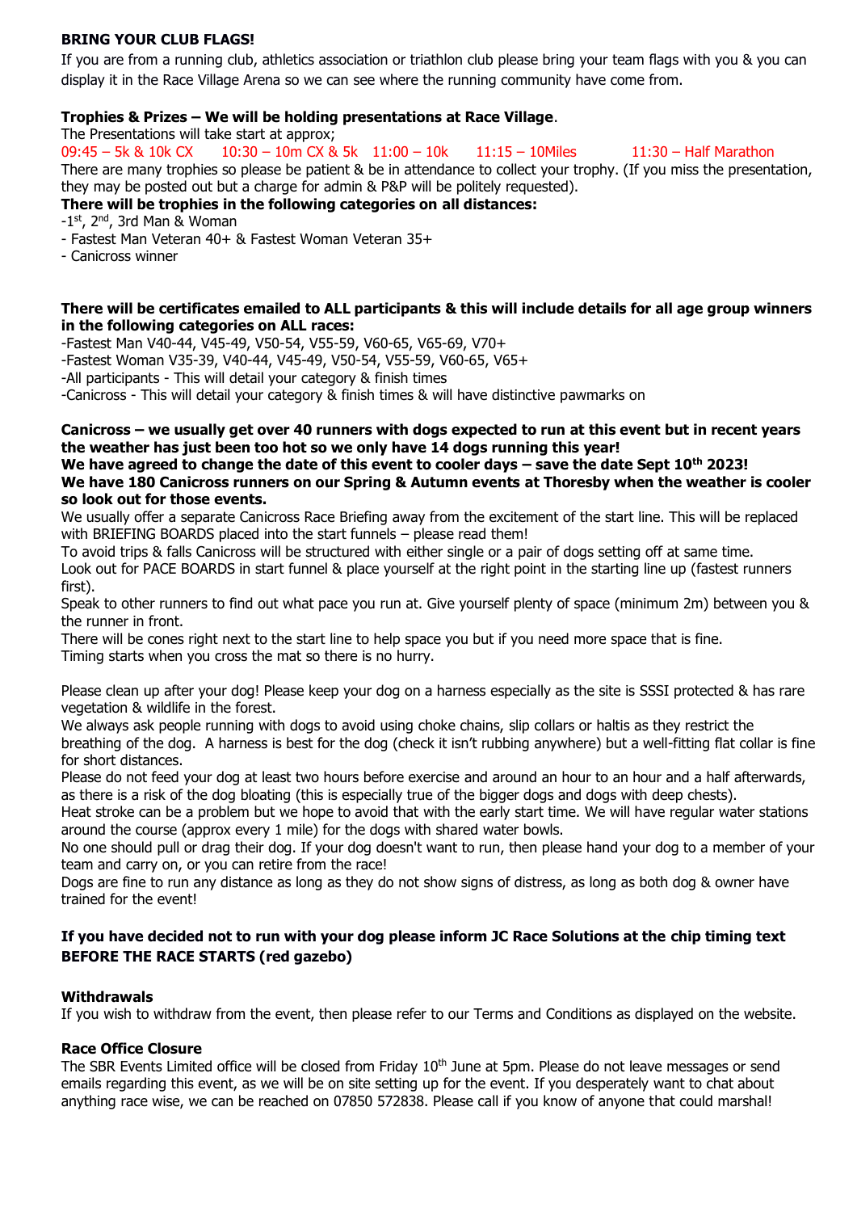**BRING YOUR CLUB FLAGS!**

If you are from a running club, athletics association or triathlon club please bring your team flags with you & you can display it in the Race Village Arena so we can see where the running community have come from.

**Trophies & Prizes – We will be holding presentations at Race Village**.

The Presentations will take start at approx;

09:45 – 5k & 10k CX  10:30 – 10m CX & 5k  11:00 – 10k  11:15 – 10Miles  11:30 – Half Marathon

There are many trophies so please be patient & be in attendance to collect your trophy. (If you miss the presentation, they may be posted out but a charge for admin & P&P will be politely requested).

**There will be trophies in the following categories on all distances:**

- 1st, 2nd, 3rd Man & Woman
- Fastest Man Veteran 40+ & Fastest Woman Veteran 35+
- Canicross winner

**There will be certificates emailed to ALL participants & this will include details for all age group winners in the following categories on ALL races:**

- Fastest Man V40-44, V45-49, V50-54, V55-59, V60-65, V65-69, V70+
- Fastest Woman V35-39, V40-44, V45-49, V50-54, V55-59, V60-65, V65+
- All participants - This will detail your category & finish times
- Canicross - This will detail your category & finish times & will have distinctive pawmarks on

**Canicross – we usually get over 40 runners with dogs expected to run at this event but in recent years the weather has just been too hot so we only have 14 dogs running this year!**

**We have agreed to change the date of this event to cooler days – save the date Sept 10th 2023!**

**We have 180 Canicross runners on our Spring & Autumn events at Thoresby when the weather is cooler so look out for those events.**

We usually offer a separate Canicross Race Briefing away from the excitement of the start line. This will be replaced with BRIEFING BOARDS placed into the start funnels – please read them!

To avoid trips & falls Canicross will be structured with either single or a pair of dogs setting off at same time.

Look out for PACE BOARDS in start funnel & place yourself at the right point in the starting line up (fastest runners first).

Speak to other runners to find out what pace you run at. Give yourself plenty of space (minimum 2m) between you & the runner in front.

There will be cones right next to the start line to help space you but if you need more space that is fine.

Timing starts when you cross the mat so there is no hurry.

Please clean up after your dog! Please keep your dog on a harness especially as the site is SSSI protected & has rare vegetation & wildlife in the forest.

We always ask people running with dogs to avoid using choke chains, slip collars or haltis as they restrict the breathing of the dog. A harness is best for the dog (check it isn't rubbing anywhere) but a well-fitting flat collar is fine for short distances.

Please do not feed your dog at least two hours before exercise and around an hour to an hour and a half afterwards, as there is a risk of the dog bloating (this is especially true of the bigger dogs and dogs with deep chests).

Heat stroke can be a problem but we hope to avoid that with the early start time. We will have regular water stations around the course (approx every 1 mile) for the dogs with shared water bowls.

No one should pull or drag their dog. If your dog doesn't want to run, then please hand your dog to a member of your team and carry on, or you can retire from the race!

Dogs are fine to run any distance as long as they do not show signs of distress, as long as both dog & owner have trained for the event!

**If you have decided not to run with your dog please inform JC Race Solutions at the chip timing text BEFORE THE RACE STARTS (red gazebo)**

**Withdrawals**

If you wish to withdraw from the event, then please refer to our Terms and Conditions as displayed on the website.

**Race Office Closure**

The SBR Events Limited office will be closed from Friday 10th June at 5pm. Please do not leave messages or send emails regarding this event, as we will be on site setting up for the event. If you desperately want to chat about anything race wise, we can be reached on 07850 572838. Please call if you know of anyone that could marshal!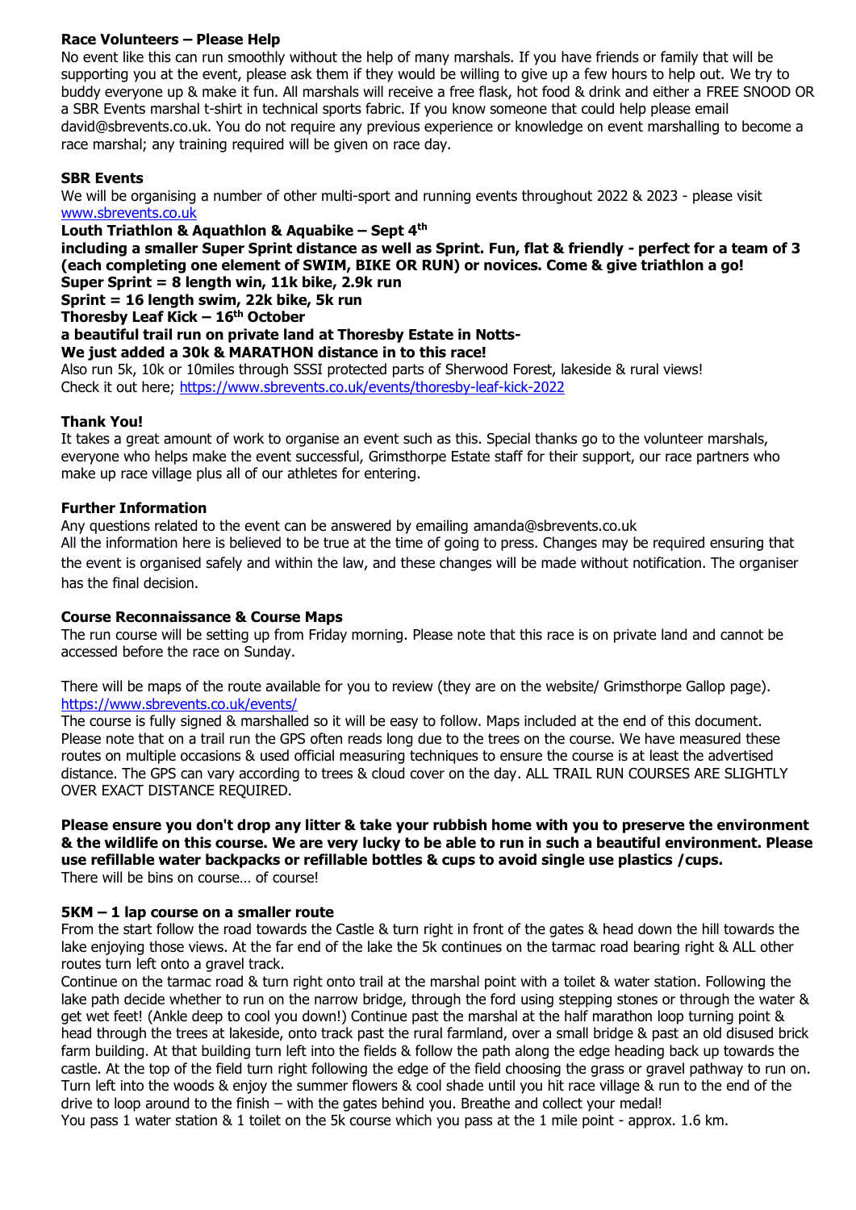**Race Volunteers – Please Help**

No event like this can run smoothly without the help of many marshals. If you have friends or family that will be supporting you at the event, please ask them if they would be willing to give up a few hours to help out. We try to buddy everyone up & make it fun. All marshals will receive a free flask, hot food & drink and either a FREE SNOOD OR a SBR Events marshal t-shirt in technical sports fabric. If you know someone that could help please email david@sbrevents.co.uk. You do not require any previous experience or knowledge on event marshalling to become a race marshal; any training required will be given on race day.

**SBR Events**

We will be organising a number of other multi-sport and running events throughout 2022 & 2023 - please visit [www.sbrevents.co.uk](www.sbrevents.co.uk)

**Louth Triathlon & Aquathlon & Aquabike – Sept 4th**

**including a smaller Super Sprint distance as well as Sprint. Fun, flat & friendly - perfect for a team of 3 (each completing one element of SWIM, BIKE OR RUN) or novices. Come & give triathlon a go!**

**Super Sprint = 8 length win, 11k bike, 2.9k run**

**Sprint = 16 length swim, 22k bike, 5k run**

**Thoresby Leaf Kick – 16th October**

**a beautiful trail run on private land at Thoresby Estate in Notts-**

**We just added a 30k & MARATHON distance in to this race!**

Also run 5k, 10k or 10miles through SSSI protected parts of Sherwood Forest, lakeside & rural views!
Check it out here; [https://www.sbrevents.co.uk/events/thoresby-leaf-kick-2022](https://www.sbrevents.co.uk/events/thoresby-leaf-kick-2022)

**Thank You!**

It takes a great amount of work to organise an event such as this. Special thanks go to the volunteer marshals, everyone who helps make the event successful, Grimsthorpe Estate staff for their support, our race partners who make up race village plus all of our athletes for entering.

**Further Information**

Any questions related to the event can be answered by emailing amanda@sbrevents.co.uk
All the information here is believed to be true at the time of going to press. Changes may be required ensuring that the event is organised safely and within the law, and these changes will be made without notification. The organiser has the final decision.

**Course Reconnaissance & Course Maps**

The run course will be setting up from Friday morning. Please note that this race is on private land and cannot be accessed before the race on Sunday.

There will be maps of the route available for you to review (they are on the website/ Grimsthorpe Gallop page).
[https://www.sbrevents.co.uk/events/](https://www.sbrevents.co.uk/events/)
The course is fully signed & marshalled so it will be easy to follow. Maps included at the end of this document. Please note that on a trail run the GPS often reads long due to the trees on the course. We have measured these routes on multiple occasions & used official measuring techniques to ensure the course is at least the advertised distance. The GPS can vary according to trees & cloud cover on the day. ALL TRAIL RUN COURSES ARE SLIGHTLY OVER EXACT DISTANCE REQUIRED.

**Please ensure you don't drop any litter & take your rubbish home with you to preserve the environment & the wildlife on this course. We are very lucky to be able to run in such a beautiful environment. Please use refillable water backpacks or refillable bottles & cups to avoid single use plastics /cups.**
There will be bins on course… of course!

**5KM – 1 lap course on a smaller route**

From the start follow the road towards the Castle & turn right in front of the gates & head down the hill towards the lake enjoying those views. At the far end of the lake the 5k continues on the tarmac road bearing right & ALL other routes turn left onto a gravel track.
Continue on the tarmac road & turn right onto trail at the marshal point with a toilet & water station. Following the lake path decide whether to run on the narrow bridge, through the ford using stepping stones or through the water & get wet feet! (Ankle deep to cool you down!) Continue past the marshal at the half marathon loop turning point & head through the trees at lakeside, onto track past the rural farmland, over a small bridge & past an old disused brick farm building. At that building turn left into the fields & follow the path along the edge heading back up towards the castle. At the top of the field turn right following the edge of the field choosing the grass or gravel pathway to run on. Turn left into the woods & enjoy the summer flowers & cool shade until you hit race village & run to the end of the drive to loop around to the finish – with the gates behind you. Breathe and collect your medal!
You pass 1 water station & 1 toilet on the 5k course which you pass at the 1 mile point - approx. 1.6 km.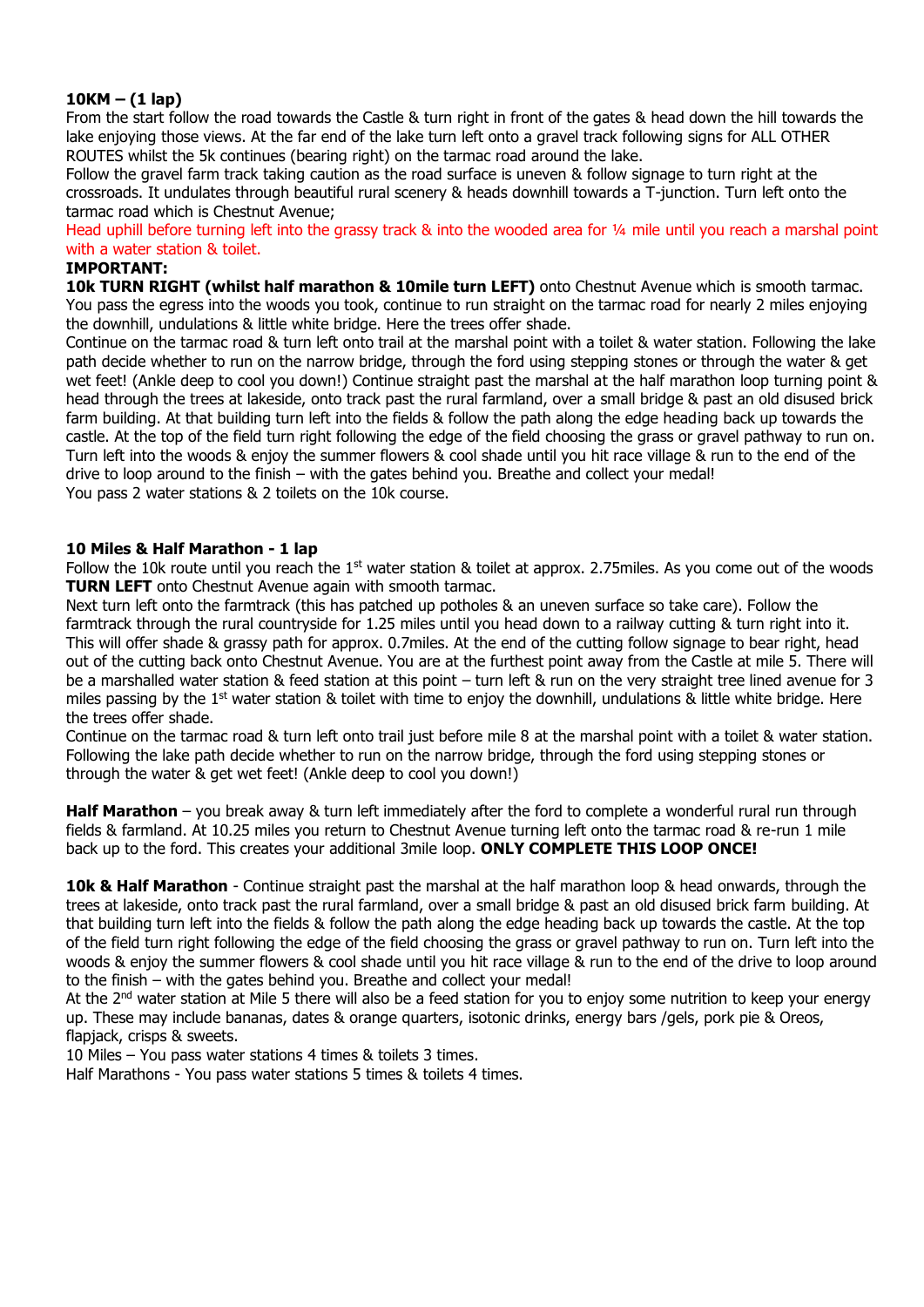**10KM – (1 lap)**

From the start follow the road towards the Castle & turn right in front of the gates & head down the hill towards the lake enjoying those views. At the far end of the lake turn left onto a gravel track following signs for ALL OTHER ROUTES whilst the 5k continues (bearing right) on the tarmac road around the lake.

Follow the gravel farm track taking caution as the road surface is uneven & follow signage to turn right at the crossroads. It undulates through beautiful rural scenery & heads downhill towards a T-junction. Turn left onto the tarmac road which is Chestnut Avenue;

Head uphill before turning left into the grassy track & into the wooded area for ¼ mile until you reach a marshal point with a water station & toilet.

**IMPORTANT:**

**10k TURN RIGHT (whilst half marathon & 10mile turn LEFT)** onto Chestnut Avenue which is smooth tarmac. You pass the egress into the woods you took, continue to run straight on the tarmac road for nearly 2 miles enjoying the downhill, undulations & little white bridge. Here the trees offer shade.

Continue on the tarmac road & turn left onto trail at the marshal point with a toilet & water station. Following the lake path decide whether to run on the narrow bridge, through the ford using stepping stones or through the water & get wet feet! (Ankle deep to cool you down!) Continue straight past the marshal at the half marathon loop turning point & head through the trees at lakeside, onto track past the rural farmland, over a small bridge & past an old disused brick farm building. At that building turn left into the fields & follow the path along the edge heading back up towards the castle. At the top of the field turn right following the edge of the field choosing the grass or gravel pathway to run on. Turn left into the woods & enjoy the summer flowers & cool shade until you hit race village & run to the end of the drive to loop around to the finish – with the gates behind you. Breathe and collect your medal!

You pass 2 water stations & 2 toilets on the 10k course.

**10 Miles & Half Marathon - 1 lap**

Follow the 10k route until you reach the 1st water station & toilet at approx. 2.75miles. As you come out of the woods **TURN LEFT** onto Chestnut Avenue again with smooth tarmac.

Next turn left onto the farmtrack (this has patched up potholes & an uneven surface so take care). Follow the farmtrack through the rural countryside for 1.25 miles until you head down to a railway cutting & turn right into it. This will offer shade & grassy path for approx. 0.7miles. At the end of the cutting follow signage to bear right, head out of the cutting back onto Chestnut Avenue. You are at the furthest point away from the Castle at mile 5. There will be a marshalled water station & feed station at this point – turn left & run on the very straight tree lined avenue for 3 miles passing by the 1st water station & toilet with time to enjoy the downhill, undulations & little white bridge. Here the trees offer shade.

Continue on the tarmac road & turn left onto trail just before mile 8 at the marshal point with a toilet & water station. Following the lake path decide whether to run on the narrow bridge, through the ford using stepping stones or through the water & get wet feet! (Ankle deep to cool you down!)

**Half Marathon** – you break away & turn left immediately after the ford to complete a wonderful rural run through fields & farmland. At 10.25 miles you return to Chestnut Avenue turning left onto the tarmac road & re-run 1 mile back up to the ford. This creates your additional 3mile loop. **ONLY COMPLETE THIS LOOP ONCE!**

**10k & Half Marathon** - Continue straight past the marshal at the half marathon loop & head onwards, through the trees at lakeside, onto track past the rural farmland, over a small bridge & past an old disused brick farm building. At that building turn left into the fields & follow the path along the edge heading back up towards the castle. At the top of the field turn right following the edge of the field choosing the grass or gravel pathway to run on. Turn left into the woods & enjoy the summer flowers & cool shade until you hit race village & run to the end of the drive to loop around to the finish – with the gates behind you. Breathe and collect your medal!

At the 2nd water station at Mile 5 there will also be a feed station for you to enjoy some nutrition to keep your energy up. These may include bananas, dates & orange quarters, isotonic drinks, energy bars /gels, pork pie & Oreos, flapjack, crisps & sweets.

10 Miles – You pass water stations 4 times & toilets 3 times.

Half Marathons - You pass water stations 5 times & toilets 4 times.